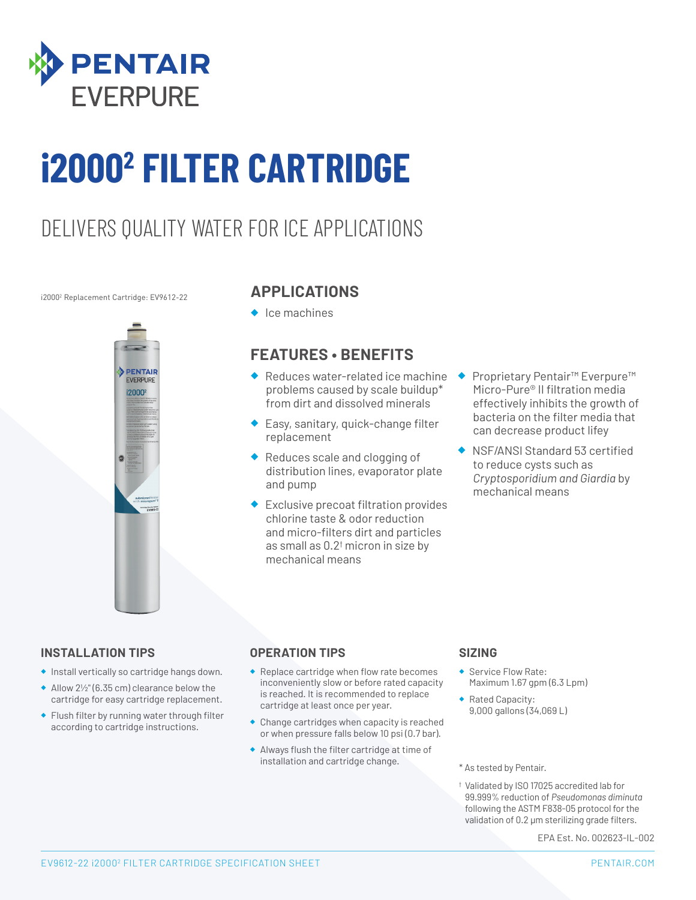PENTAIR
EVERPURE

# i2000² FILTER CARTRIDGE

## DELIVERS QUALITY WATER FOR ICE APPLICATIONS

i2000² Replacement Cartridge: EV9612-22

### APPLICATIONS

- Ice machines

### FEATURES • BENEFITS

- Reduces water-related ice machine problems caused by scale buildup* from dirt and dissolved minerals
- Easy, sanitary, quick-change filter replacement
- Reduces scale and clogging of distribution lines, evaporator plate and pump
- Exclusive precoat filtration provides chlorine taste & odor reduction and micro-filters dirt and particles as small as 0.2† micron in size by mechanical means
- Proprietary Pentair™ Everpure™ Micro-Pure® II filtration media effectively inhibits the growth of bacteria on the filter media that can decrease product lifey
- NSF/ANSI Standard 53 certified to reduce cysts such as *Cryptosporidium and Giardia* by mechanical means

### INSTALLATION TIPS

- Install vertically so cartridge hangs down.
- Allow 2½" (6.35 cm) clearance below the cartridge for easy cartridge replacement.
- Flush filter by running water through filter according to cartridge instructions.

### OPERATION TIPS

- Replace cartridge when flow rate becomes inconveniently slow or before rated capacity is reached. It is recommended to replace cartridge at least once per year.
- Change cartridges when capacity is reached or when pressure falls below 10 psi (0.7 bar).
- Always flush the filter cartridge at time of installation and cartridge change.

### SIZING

- Service Flow Rate: Maximum 1.67 gpm (6.3 Lpm)
- Rated Capacity: 9,000 gallons (34,069 L)

\* As tested by Pentair.

† Validated by ISO 17025 accredited lab for 99.999% reduction of *Pseudomonas diminuta* following the ASTM F838-05 protocol for the validation of 0.2 µm sterilizing grade filters.

EPA Est. No. 002623-IL-002

EV9612-22 i2000² FILTER CARTRIDGE SPECIFICATION SHEET PENTAIR.COM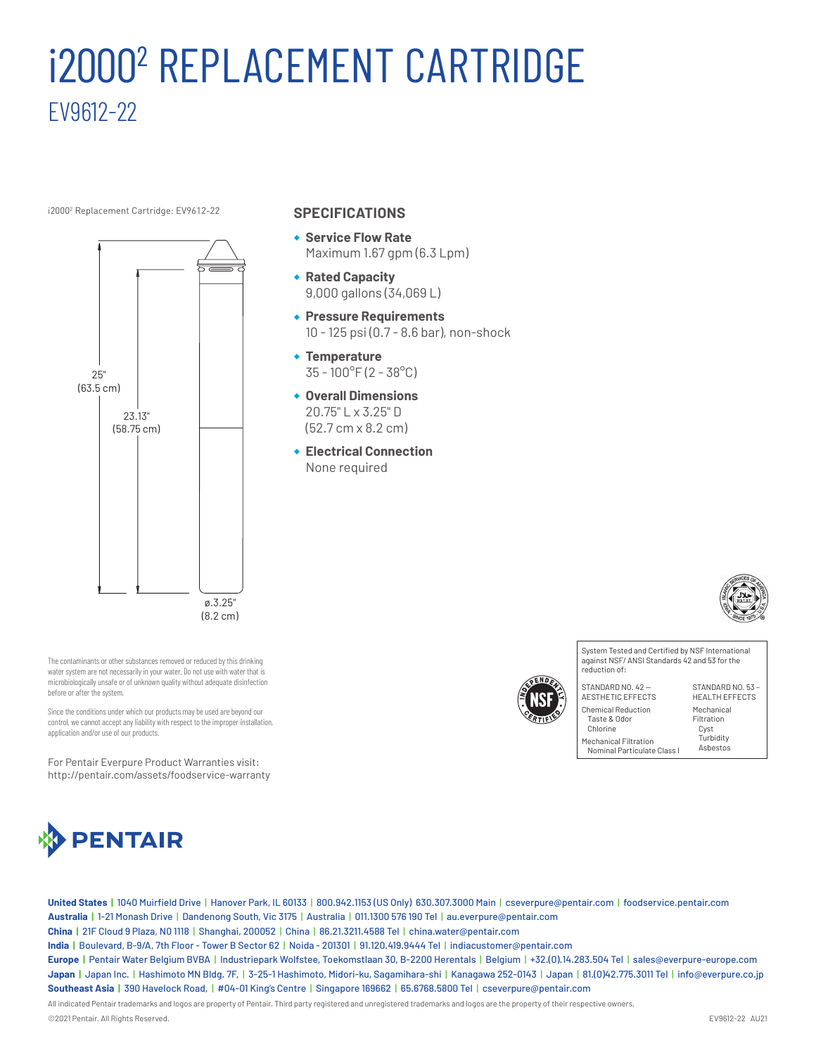# i2000² REPLACEMENT CARTRIDGE

## EV9612-22

i2000² Replacement Cartridge: EV9612-22

25" (63.5 cm)

23.13" (58.75 cm)

ø.3.25" (8.2 cm)

### SPECIFICATIONS

- **Service Flow Rate**
  Maximum 1.67 gpm (6.3 Lpm)
- **Rated Capacity**
  9,000 gallons (34,069 L)
- **Pressure Requirements**
  10 - 125 psi (0.7 - 8.6 bar), non-shock
- **Temperature**
  35 - 100°F (2 - 38°C)
- **Overall Dimensions**
  20.75" L x 3.25" D
  (52.7 cm x 8.2 cm)
- **Electrical Connection**
  None required

System Tested and Certified by NSF International against NSF/ ANSI Standards 42 and 53 for the reduction of:

| STANDARD NO. 42 – AESTHETIC EFFECTS | STANDARD NO. 53 – HEALTH EFFECTS |
|---|---|
| Chemical Reduction<br>Taste & Odor<br>Chlorine | Mechanical Filtration<br>Cyst<br>Turbidity<br>Asbestos |
| Mechanical Filtration<br>Nominal Particulate Class I | |

The contaminants or other substances removed or reduced by this drinking water system are not necessarily in your water. Do not use with water that is microbiologically unsafe or of unknown quality without adequate disinfection before or after the system.

Since the conditions under which our products may be used are beyond our control, we cannot accept any liability with respect to the improper installation, application and/or use of our products.

For Pentair Everpure Product Warranties visit: http://pentair.com/assets/foodservice-warranty

PENTAIR

**United States** | 1040 Muirfield Drive | Hanover Park, IL 60133 | 800.942.1153 (US Only) 630.307.3000 Main | cseverpure@pentair.com | foodservice.pentair.com
**Australia** | 1-21 Monash Drive | Dandenong South, Vic 3175 | Australia | 011.1300 576 190 Tel | au.everpure@pentair.com
**China** | 21F Cloud 9 Plaza, N0 1118 | Shanghai, 200052 | China | 86.21.3211.4588 Tel | china.water@pentair.com
**India** | Boulevard, B-9/A, 7th Floor - Tower B Sector 62 | Noida - 201301 | 91.120.419.9444 Tel | indiacustomer@pentair.com
**Europe** | Pentair Water Belgium BVBA | Industriepark Wolfstee, Toekomstlaan 30, B-2200 Herentals | Belgium | +32.(0).14.283.504 Tel | sales@everpure-europe.com
**Japan** | Japan Inc. | Hashimoto MN Bldg. 7F, | 3-25-1 Hashimoto, Midori-ku, Sagamihara-shi | Kanagawa 252-0143 | Japan | 81.(0)42.775.3011 Tel | info@everpure.co.jp
**Southeast Asia** | 390 Havelock Road, | #04-01 King's Centre | Singapore 169662 | 65.6768.5800 Tel | cseverpure@pentair.com

All indicated Pentair trademarks and logos are property of Pentair. Third party registered and unregistered trademarks and logos are the property of their respective owners.

©2021 Pentair. All Rights Reserved.

EV9612-22 AU21